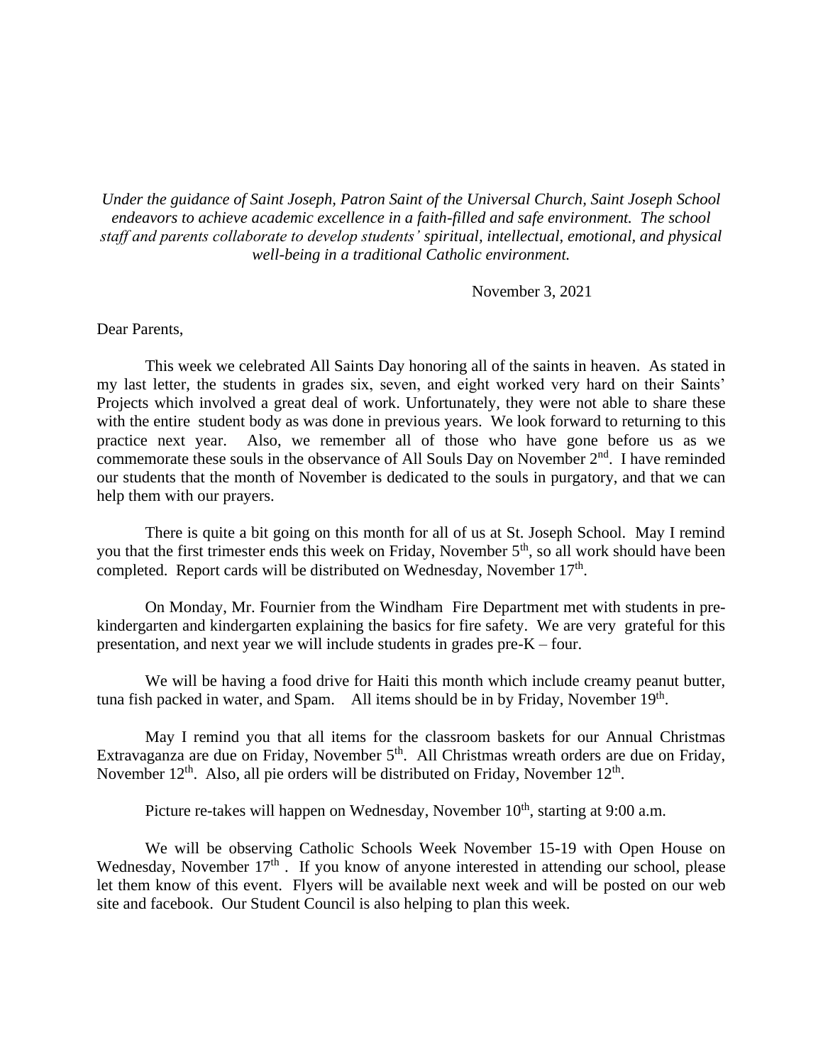*Under the guidance of Saint Joseph, Patron Saint of the Universal Church, Saint Joseph School endeavors to achieve academic excellence in a faith-filled and safe environment. The school staff and parents collaborate to develop students' spiritual, intellectual, emotional, and physical well-being in a traditional Catholic environment.*

November 3, 2021

Dear Parents,

This week we celebrated All Saints Day honoring all of the saints in heaven. As stated in my last letter, the students in grades six, seven, and eight worked very hard on their Saints' Projects which involved a great deal of work. Unfortunately, they were not able to share these with the entire student body as was done in previous years. We look forward to returning to this practice next year. Also, we remember all of those who have gone before us as we commemorate these souls in the observance of All Souls Day on November 2nd. I have reminded our students that the month of November is dedicated to the souls in purgatory, and that we can help them with our prayers.

There is quite a bit going on this month for all of us at St. Joseph School. May I remind you that the first trimester ends this week on Friday, November 5th, so all work should have been completed. Report cards will be distributed on Wednesday, November 17th.

On Monday, Mr. Fournier from the Windham Fire Department met with students in pre-kindergarten and kindergarten explaining the basics for fire safety. We are very grateful for this presentation, and next year we will include students in grades pre-K – four.

We will be having a food drive for Haiti this month which include creamy peanut butter, tuna fish packed in water, and Spam. All items should be in by Friday, November 19th.

May I remind you that all items for the classroom baskets for our Annual Christmas Extravaganza are due on Friday, November 5th. All Christmas wreath orders are due on Friday, November 12th. Also, all pie orders will be distributed on Friday, November 12th.

Picture re-takes will happen on Wednesday, November 10th, starting at 9:00 a.m.

We will be observing Catholic Schools Week November 15-19 with Open House on Wednesday, November 17th. If you know of anyone interested in attending our school, please let them know of this event. Flyers will be available next week and will be posted on our web site and facebook. Our Student Council is also helping to plan this week.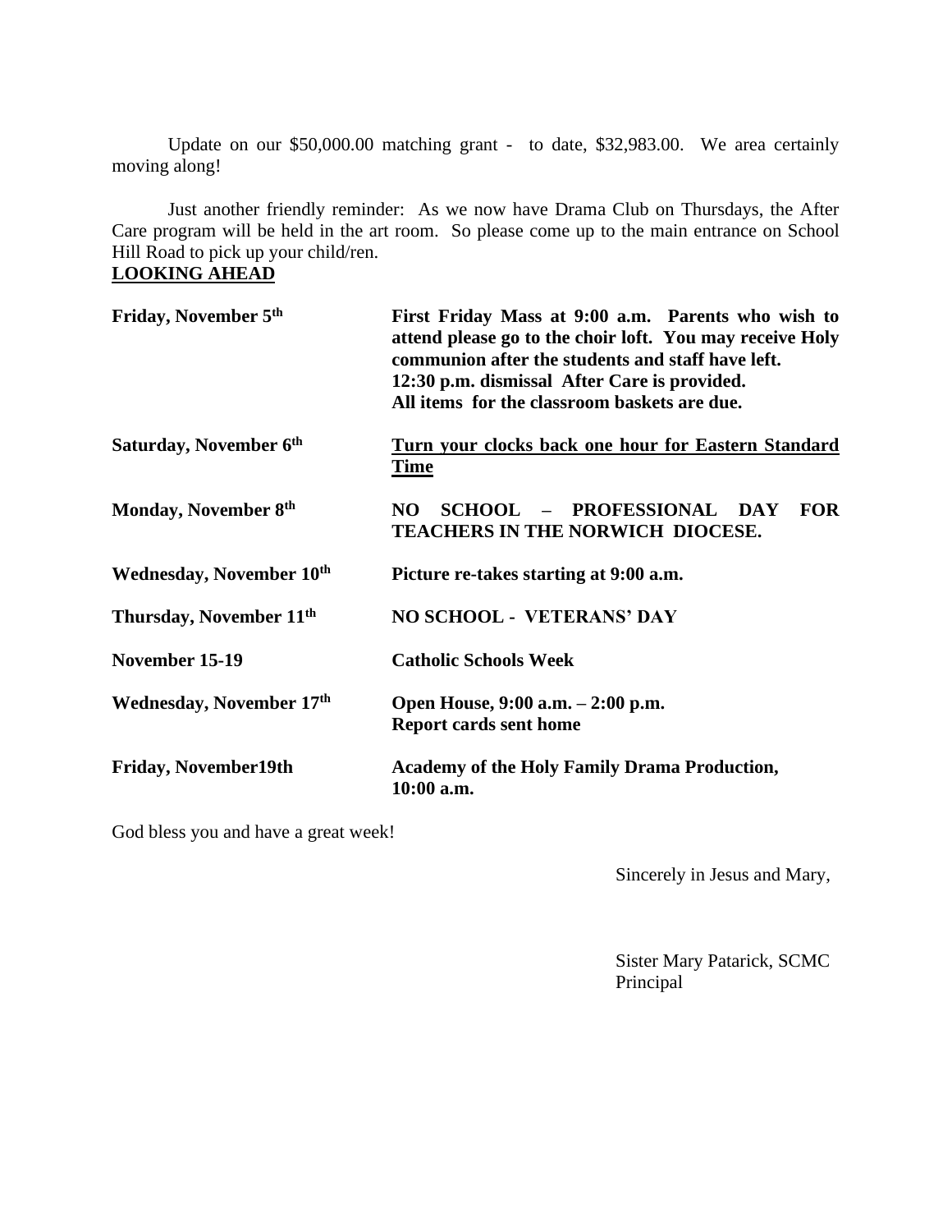Update on our $50,000.00 matching grant - to date, $32,983.00. We area certainly moving along!

Just another friendly reminder: As we now have Drama Club on Thursdays, the After Care program will be held in the art room. So please come up to the main entrance on School Hill Road to pick up your child/ren.

**LOOKING AHEAD**

| | |
|---|---|
| **Friday, November 5th** | **First Friday Mass at 9:00 a.m. Parents who wish to attend please go to the choir loft. You may receive Holy communion after the students and staff have left.**<br>**12:30 p.m. dismissal After Care is provided.**<br>**All items for the classroom baskets are due.** |
| **Saturday, November 6th** | **Turn your clocks back one hour for Eastern Standard Time** |
| **Monday, November 8th** | **NO SCHOOL – PROFESSIONAL DAY FOR TEACHERS IN THE NORWICH DIOCESE.** |
| **Wednesday, November 10th** | **Picture re-takes starting at 9:00 a.m.** |
| **Thursday, November 11th** | **NO SCHOOL - VETERANS' DAY** |
| **November 15-19** | **Catholic Schools Week** |
| **Wednesday, November 17th** | **Open House, 9:00 a.m. – 2:00 p.m.**<br>**Report cards sent home** |
| **Friday, November19th** | **Academy of the Holy Family Drama Production, 10:00 a.m.** |

God bless you and have a great week!

Sincerely in Jesus and Mary,

Sister Mary Patarick, SCMC
Principal